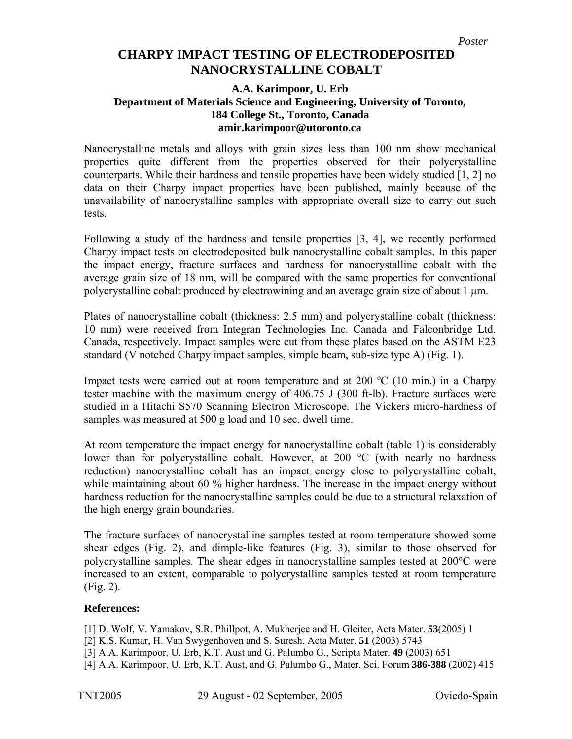*Poster*

# CHARPY IMPACT TESTING OF ELECTRODEPOSITED NANOCRYSTALLINE COBALT

**A.A. Karimpoor, U. Erb**
**Department of Materials Science and Engineering, University of Toronto, 184 College St., Toronto, Canada**
**amir.karimpoor@utoronto.ca**

Nanocrystalline metals and alloys with grain sizes less than 100 nm show mechanical properties quite different from the properties observed for their polycrystalline counterparts. While their hardness and tensile properties have been widely studied [1, 2] no data on their Charpy impact properties have been published, mainly because of the unavailability of nanocrystalline samples with appropriate overall size to carry out such tests.

Following a study of the hardness and tensile properties [3, 4], we recently performed Charpy impact tests on electrodeposited bulk nanocrystalline cobalt samples. In this paper the impact energy, fracture surfaces and hardness for nanocrystalline cobalt with the average grain size of 18 nm, will be compared with the same properties for conventional polycrystalline cobalt produced by electrowining and an average grain size of about 1 μm.

Plates of nanocrystalline cobalt (thickness: 2.5 mm) and polycrystalline cobalt (thickness: 10 mm) were received from Integran Technologies Inc. Canada and Falconbridge Ltd. Canada, respectively. Impact samples were cut from these plates based on the ASTM E23 standard (V notched Charpy impact samples, simple beam, sub-size type A) (Fig. 1).

Impact tests were carried out at room temperature and at 200 ºC (10 min.) in a Charpy tester machine with the maximum energy of 406.75 J (300 ft-lb). Fracture surfaces were studied in a Hitachi S570 Scanning Electron Microscope. The Vickers micro-hardness of samples was measured at 500 g load and 10 sec. dwell time.

At room temperature the impact energy for nanocrystalline cobalt (table 1) is considerably lower than for polycrystalline cobalt. However, at 200 °C (with nearly no hardness reduction) nanocrystalline cobalt has an impact energy close to polycrystalline cobalt, while maintaining about 60 % higher hardness. The increase in the impact energy without hardness reduction for the nanocrystalline samples could be due to a structural relaxation of the high energy grain boundaries.

The fracture surfaces of nanocrystalline samples tested at room temperature showed some shear edges (Fig. 2), and dimple-like features (Fig. 3), similar to those observed for polycrystalline samples. The shear edges in nanocrystalline samples tested at 200°C were increased to an extent, comparable to polycrystalline samples tested at room temperature (Fig. 2).

**References:**

[1] D. Wolf, V. Yamakov, S.R. Phillpot, A. Mukherjee and H. Gleiter, Acta Mater. **53**(2005) 1
[2] K.S. Kumar, H. Van Swygenhoven and S. Suresh, Acta Mater. **51** (2003) 5743
[3] A.A. Karimpoor, U. Erb, K.T. Aust and G. Palumbo G., Scripta Mater. **49** (2003) 651
[4] A.A. Karimpoor, U. Erb, K.T. Aust, and G. Palumbo G., Mater. Sci. Forum **386-388** (2002) 415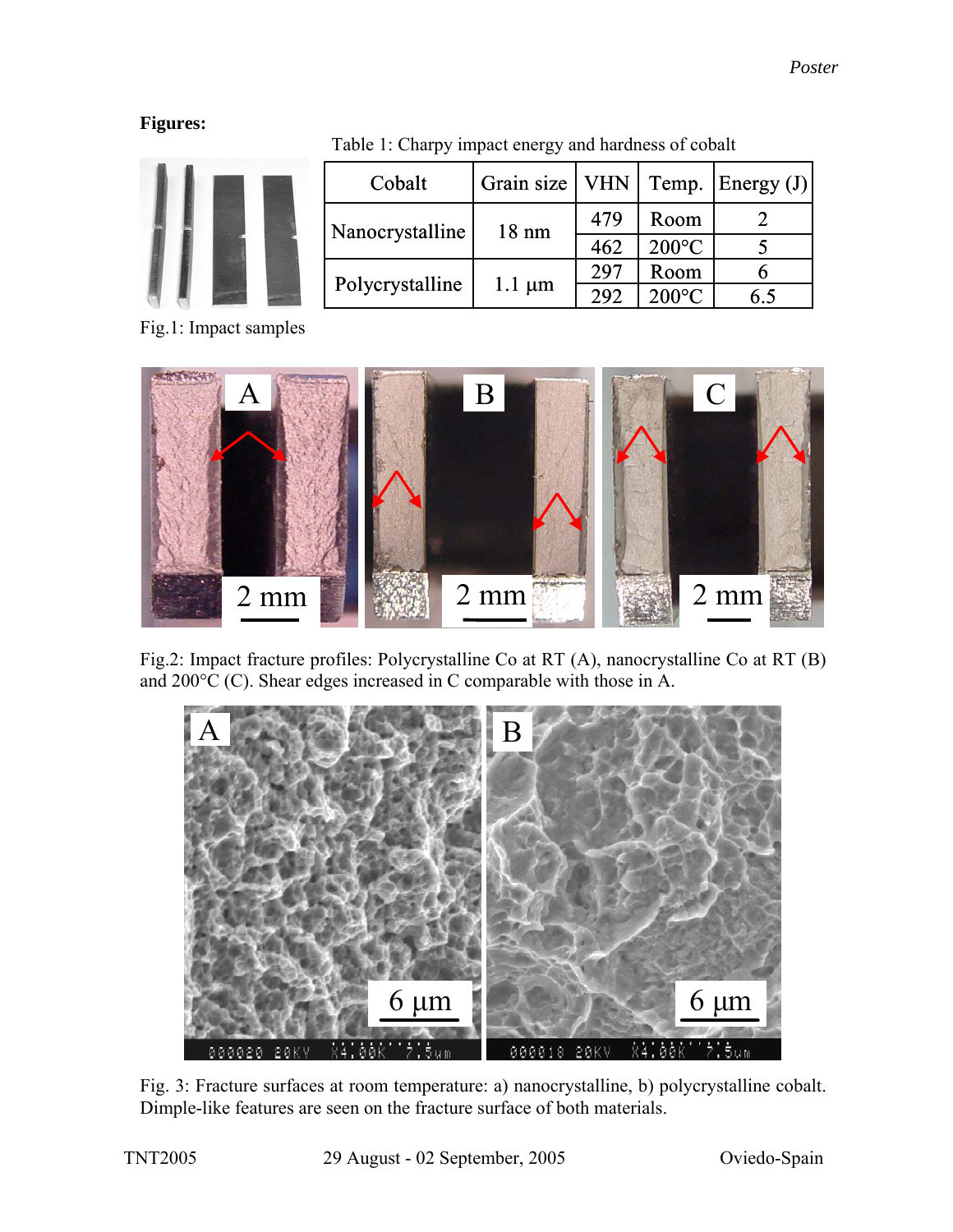**Figures:**

Fig.1: Impact samples

Table 1: Charpy impact energy and hardness of cobalt

| Cobalt | Grain size | VHN | Temp. | Energy (J) |
|---|---|---|---|---|
| Nanocrystalline | 18 nm | 479 | Room | 2 |
| | | 462 | 200°C | 5 |
| Polycrystalline | 1.1 μm | 297 | Room | 6 |
| | | 292 | 200°C | 6.5 |

Fig.2: Impact fracture profiles: Polycrystalline Co at RT (A), nanocrystalline Co at RT (B) and 200°C (C). Shear edges increased in C comparable with those in A.

Fig. 3: Fracture surfaces at room temperature: a) nanocrystalline, b) polycrystalline cobalt. Dimple-like features are seen on the fracture surface of both materials.